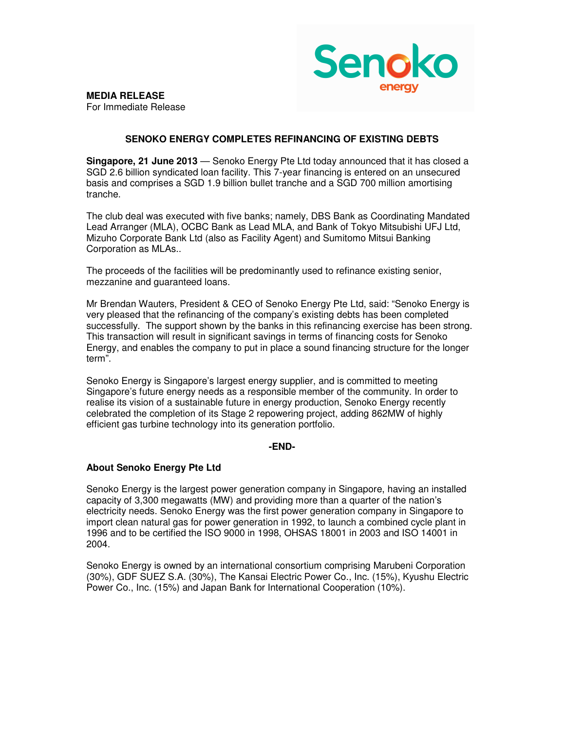**MEDIA RELEASE**
For Immediate Release

## SENOKO ENERGY COMPLETES REFINANCING OF EXISTING DEBTS

**Singapore, 21 June 2013** — Senoko Energy Pte Ltd today announced that it has closed a SGD 2.6 billion syndicated loan facility. This 7-year financing is entered on an unsecured basis and comprises a SGD 1.9 billion bullet tranche and a SGD 700 million amortising tranche.

The club deal was executed with five banks; namely, DBS Bank as Coordinating Mandated Lead Arranger (MLA), OCBC Bank as Lead MLA, and Bank of Tokyo Mitsubishi UFJ Ltd, Mizuho Corporate Bank Ltd (also as Facility Agent) and Sumitomo Mitsui Banking Corporation as MLAs..

The proceeds of the facilities will be predominantly used to refinance existing senior, mezzanine and guaranteed loans.

Mr Brendan Wauters, President & CEO of Senoko Energy Pte Ltd, said: "Senoko Energy is very pleased that the refinancing of the company's existing debts has been completed successfully. The support shown by the banks in this refinancing exercise has been strong. This transaction will result in significant savings in terms of financing costs for Senoko Energy, and enables the company to put in place a sound financing structure for the longer term".

Senoko Energy is Singapore's largest energy supplier, and is committed to meeting Singapore's future energy needs as a responsible member of the community. In order to realise its vision of a sustainable future in energy production, Senoko Energy recently celebrated the completion of its Stage 2 repowering project, adding 862MW of highly efficient gas turbine technology into its generation portfolio.

**-END-**

### About Senoko Energy Pte Ltd

Senoko Energy is the largest power generation company in Singapore, having an installed capacity of 3,300 megawatts (MW) and providing more than a quarter of the nation's electricity needs. Senoko Energy was the first power generation company in Singapore to import clean natural gas for power generation in 1992, to launch a combined cycle plant in 1996 and to be certified the ISO 9000 in 1998, OHSAS 18001 in 2003 and ISO 14001 in 2004.

Senoko Energy is owned by an international consortium comprising Marubeni Corporation (30%), GDF SUEZ S.A. (30%), The Kansai Electric Power Co., Inc. (15%), Kyushu Electric Power Co., Inc. (15%) and Japan Bank for International Cooperation (10%).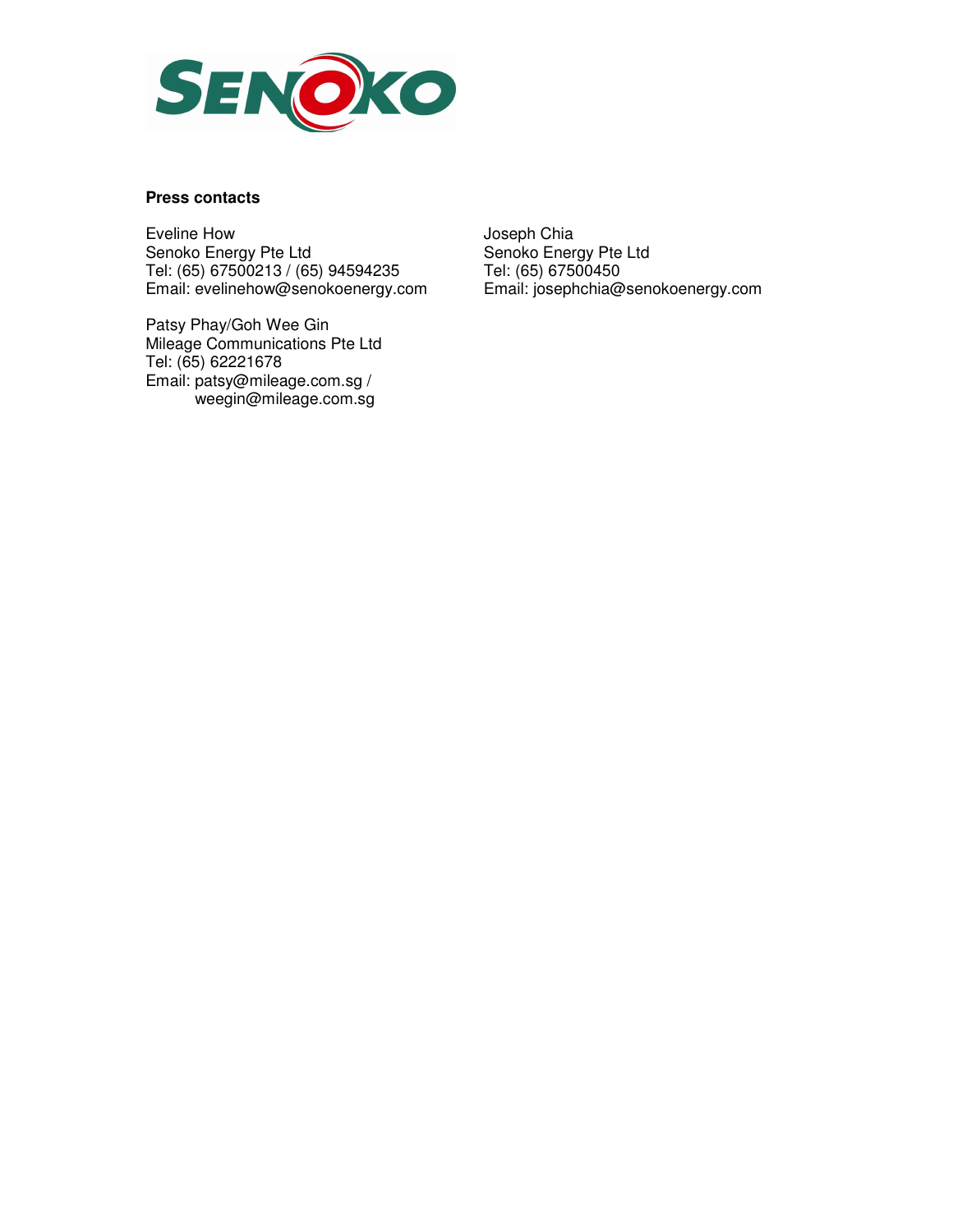**Press contacts**

Eveline How
Senoko Energy Pte Ltd
Tel: (65) 67500213 / (65) 94594235
Email: evelinehow@senokoenergy.com

Joseph Chia
Senoko Energy Pte Ltd
Tel: (65) 67500450
Email: josephchia@senokoenergy.com

Patsy Phay/Goh Wee Gin
Mileage Communications Pte Ltd
Tel: (65) 62221678
Email: patsy@mileage.com.sg /
weegin@mileage.com.sg